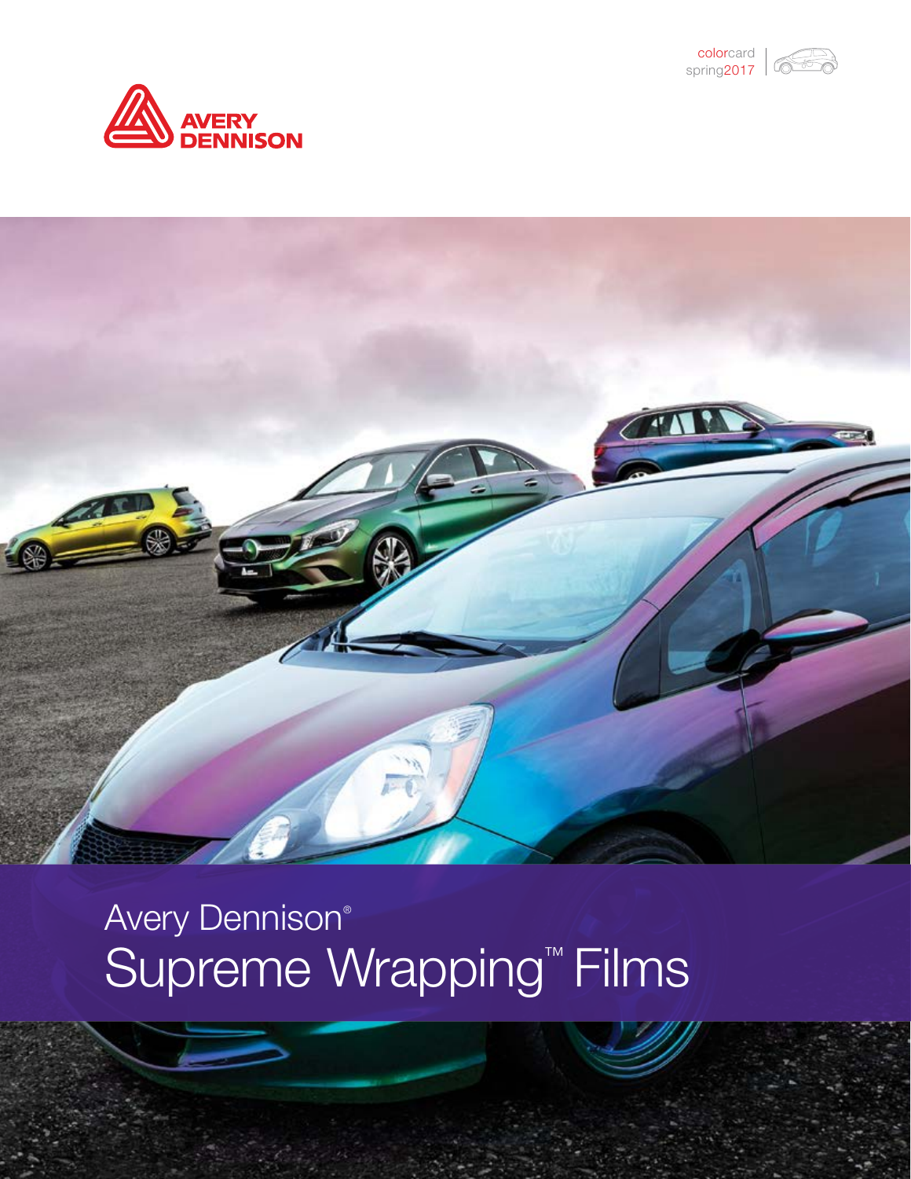colorcard
spring2017

AVERY DENNISON

# Avery Dennison® Supreme Wrapping™ Films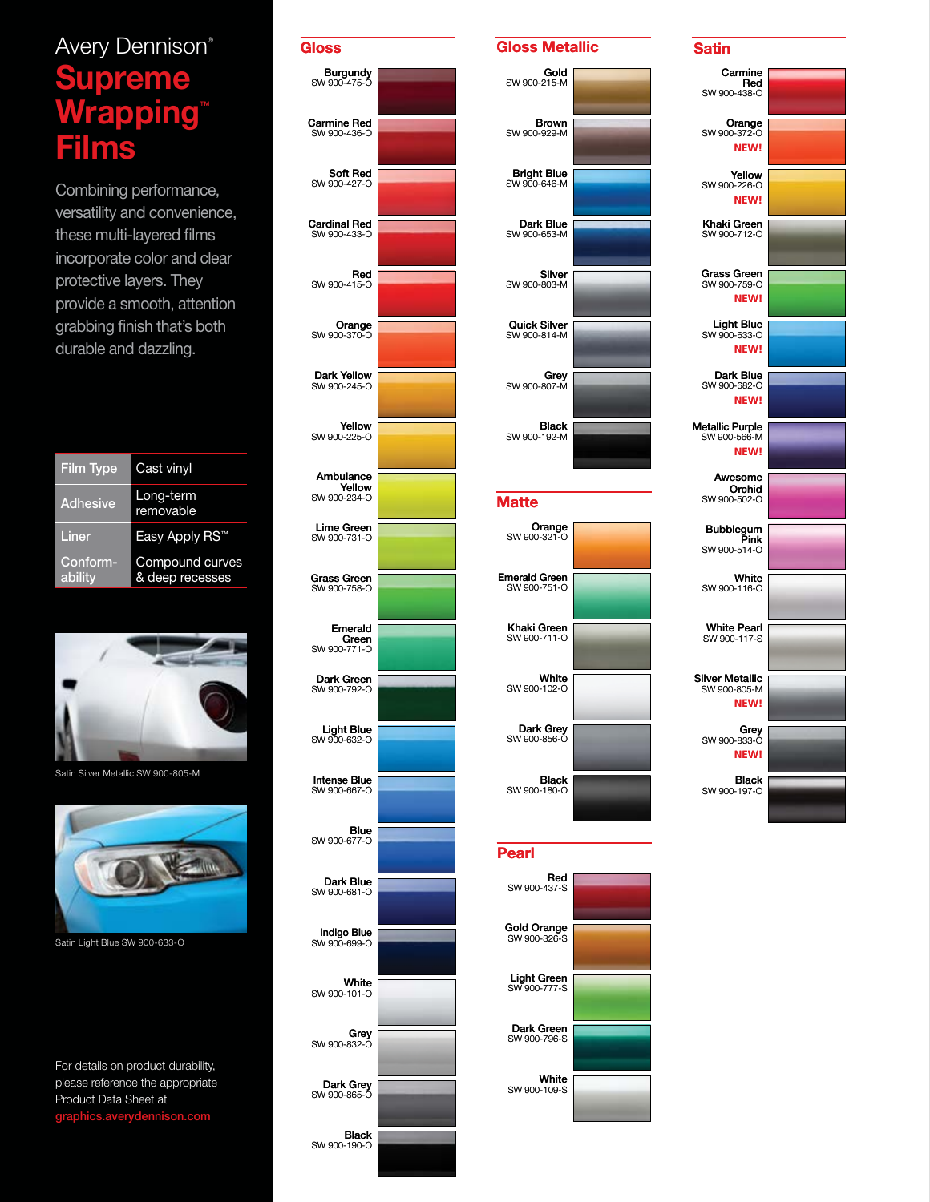# Avery Dennison® Supreme Wrapping™ Films

Combining performance, versatility and convenience, these multi-layered films incorporate color and clear protective layers. They provide a smooth, attention grabbing finish that's both durable and dazzling.

| Film Type | Cast vinyl |
|---|---|
| Adhesive | Long-term removable |
| Liner | Easy Apply RS™ |
| Conform-ability | Compound curves & deep recesses |

Satin Silver Metallic SW 900-805-M

Satin Light Blue SW 900-633-O

For details on product durability, please reference the appropriate Product Data Sheet at graphics.averydennison.com

## Gloss

- Burgundy SW 900-475-O
- Carmine Red SW 900-436-O
- Soft Red SW 900-427-O
- Cardinal Red SW 900-433-O
- Red SW 900-415-O
- Orange SW 900-370-O
- Dark Yellow SW 900-245-O
- Yellow SW 900-225-O
- Ambulance Yellow SW 900-234-O
- Lime Green SW 900-731-O
- Grass Green SW 900-758-O
- Emerald Green SW 900-771-O
- Dark Green SW 900-792-O
- Light Blue SW 900-632-O
- Intense Blue SW 900-667-O
- Blue SW 900-677-O
- Dark Blue SW 900-681-O
- Indigo Blue SW 900-699-O
- White SW 900-101-O
- Grey SW 900-832-O
- Dark Grey SW 900-865-O
- Black SW 900-190-O

## Gloss Metallic

- Gold SW 900-215-M
- Brown SW 900-929-M
- Bright Blue SW 900-646-M
- Dark Blue SW 900-653-M
- Silver SW 900-803-M
- Quick Silver SW 900-814-M
- Grey SW 900-807-M
- Black SW 900-192-M

## Matte

- Orange SW 900-321-O
- Emerald Green SW 900-751-O
- Khaki Green SW 900-711-O
- White SW 900-102-O
- Dark Grey SW 900-856-O
- Black SW 900-180-O

## Pearl

- Red SW 900-437-S
- Gold Orange SW 900-326-S
- Light Green SW 900-777-S
- Dark Green SW 900-796-S
- White SW 900-109-S

## Satin

- Carmine Red SW 900-438-O
- Orange SW 900-372-O **NEW!**
- Yellow SW 900-226-O **NEW!**
- Khaki Green SW 900-712-O
- Grass Green SW 900-759-O **NEW!**
- Light Blue SW 900-633-O **NEW!**
- Dark Blue SW 900-682-O **NEW!**
- Metallic Purple SW 900-566-M **NEW!**
- Awesome Orchid SW 900-502-O
- Bubblegum Pink SW 900-514-O
- White SW 900-116-O
- White Pearl SW 900-117-S
- Silver Metallic SW 900-805-M **NEW!**
- Grey SW 900-833-O **NEW!**
- Black SW 900-197-O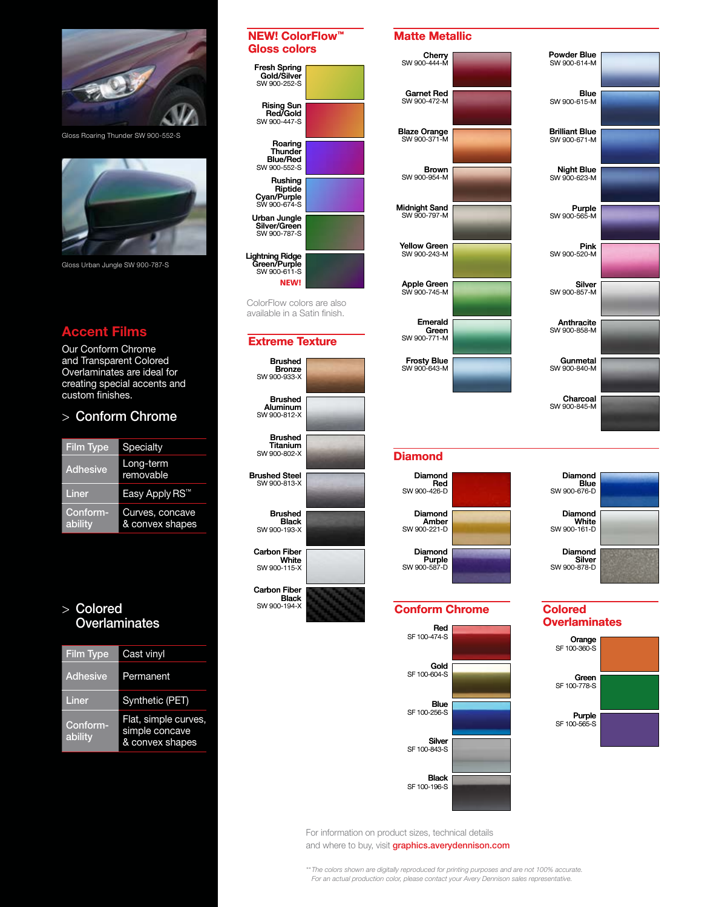Gloss Roaring Thunder SW 900-552-S

Gloss Urban Jungle SW 900-787-S

## Accent Films

Our Conform Chrome and Transparent Colored Overlaminates are ideal for creating special accents and custom finishes.

### > Conform Chrome

| Film Type | Specialty |
|---|---|
| Adhesive | Long-term removable |
| Liner | Easy Apply RS™ |
| Conform-ability | Curves, concave & convex shapes |

### > Colored Overlaminates

| Film Type | Cast vinyl |
|---|---|
| Adhesive | Permanent |
| Liner | Synthetic (PET) |
| Conform-ability | Flat, simple curves, simple concave & convex shapes |

## NEW! ColorFlow™ Gloss colors

- Fresh Spring Gold/Silver SW 900-252-S
- Rising Sun Red/Gold SW 900-447-S
- Roaring Thunder Blue/Red SW 900-552-S
- Rushing Riptide Cyan/Purple SW 900-674-S
- Urban Jungle Silver/Green SW 900-787-S
- Lightning Ridge Green/Purple SW 900-611-S **NEW!**

ColorFlow colors are also available in a Satin finish.

## Extreme Texture

- Brushed Bronze SW 900-933-X
- Brushed Aluminum SW 900-812-X
- Brushed Titanium SW 900-802-X
- Brushed Steel SW 900-813-X
- Brushed Black SW 900-193-X
- Carbon Fiber White SW 900-115-X
- Carbon Fiber Black SW 900-194-X

## Matte Metallic

- Cherry SW 900-444-M
- Garnet Red SW 900-472-M
- Blaze Orange SW 900-371-M
- Brown SW 900-954-M
- Midnight Sand SW 900-797-M
- Yellow Green SW 900-243-M
- Apple Green SW 900-745-M
- Emerald Green SW 900-771-M
- Frosty Blue SW 900-643-M
- Powder Blue SW 900-614-M
- Blue SW 900-615-M
- Brilliant Blue SW 900-671-M
- Night Blue SW 900-623-M
- Purple SW 900-565-M
- Pink SW 900-520-M
- Silver SW 900-857-M
- Anthracite SW 900-858-M
- Gunmetal SW 900-840-M
- Charcoal SW 900-845-M

## Diamond

- Diamond Red SW 900-426-D
- Diamond Amber SW 900-221-D
- Diamond Purple SW 900-587-D
- Diamond Blue SW 900-676-D
- Diamond White SW 900-161-D
- Diamond Silver SW 900-878-D

## Conform Chrome

- Red SF 100-474-S
- Gold SF 100-604-S
- Blue SF 100-256-S
- Silver SF 100-843-S
- Black SF 100-196-S

## Colored Overlaminates

- Orange SF 100-360-S
- Green SF 100-778-S
- Purple SF 100-565-S

For information on product sizes, technical details and where to buy, visit **graphics.averydennison.com**

*** The colors shown are digitally reproduced for printing purposes and are not 100% accurate. For an actual production color, please contact your Avery Dennison sales representative.*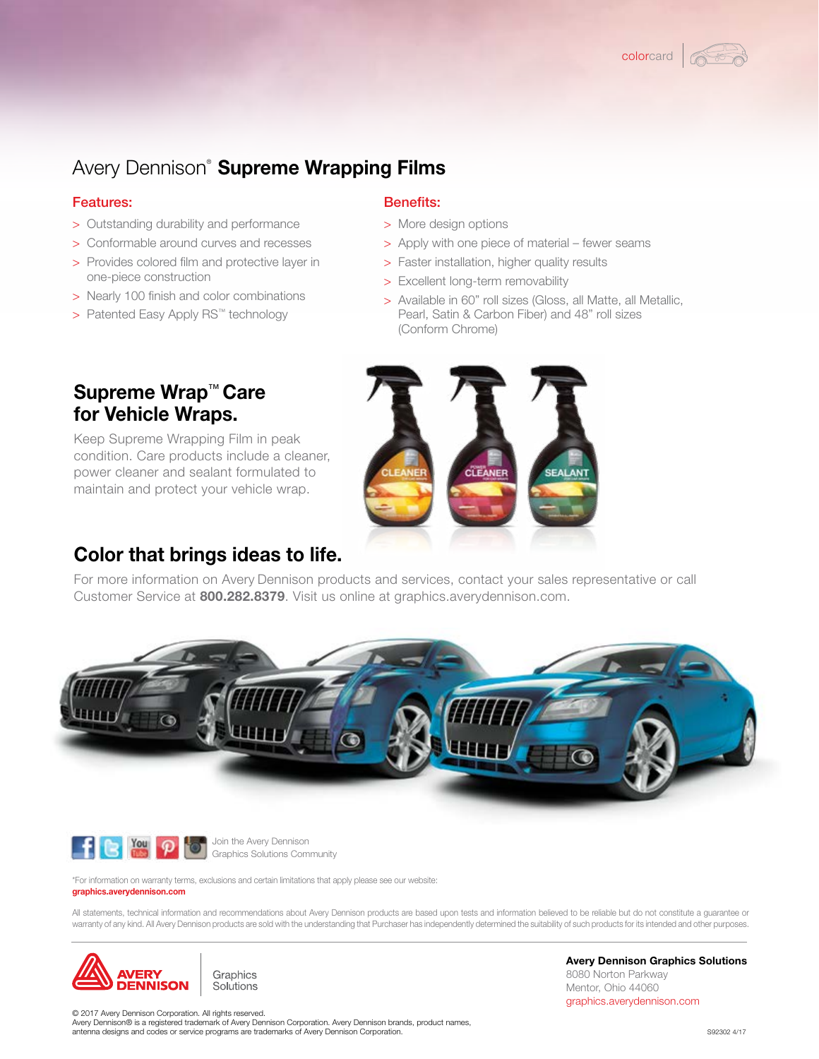# Avery Dennison® **Supreme Wrapping Films**

**Features:**

- Outstanding durability and performance
- Conformable around curves and recesses
- Provides colored film and protective layer in one-piece construction
- Nearly 100 finish and color combinations
- Patented Easy Apply RS™ technology

**Benefits:**

- More design options
- Apply with one piece of material – fewer seams
- Faster installation, higher quality results
- Excellent long-term removability
- Available in 60" roll sizes (Gloss, all Matte, all Metallic, Pearl, Satin & Carbon Fiber) and 48" roll sizes (Conform Chrome)

## Supreme Wrap™ Care for Vehicle Wraps.

Keep Supreme Wrapping Film in peak condition. Care products include a cleaner, power cleaner and sealant formulated to maintain and protect your vehicle wrap.

## Color that brings ideas to life.

For more information on Avery Dennison products and services, contact your sales representative or call Customer Service at **800.282.8379**. Visit us online at graphics.averydennison.com.

Join the Avery Dennison Graphics Solutions Community

*For information on warranty terms, exclusions and certain limitations that apply please see our website: **graphics.averydennison.com**

All statements, technical information and recommendations about Avery Dennison products are based upon tests and information believed to be reliable but do not constitute a guarantee or warranty of any kind. All Avery Dennison products are sold with the understanding that Purchaser has independently determined the suitability of such products for its intended and other purposes.

**Avery Dennison Graphics Solutions**
8080 Norton Parkway
Mentor, Ohio 44060
graphics.averydennison.com

© 2017 Avery Dennison Corporation. All rights reserved.
Avery Dennison® is a registered trademark of Avery Dennison Corporation. Avery Dennison brands, product names, antenna designs and codes or service programs are trademarks of Avery Dennison Corporation.

S92302 4/17